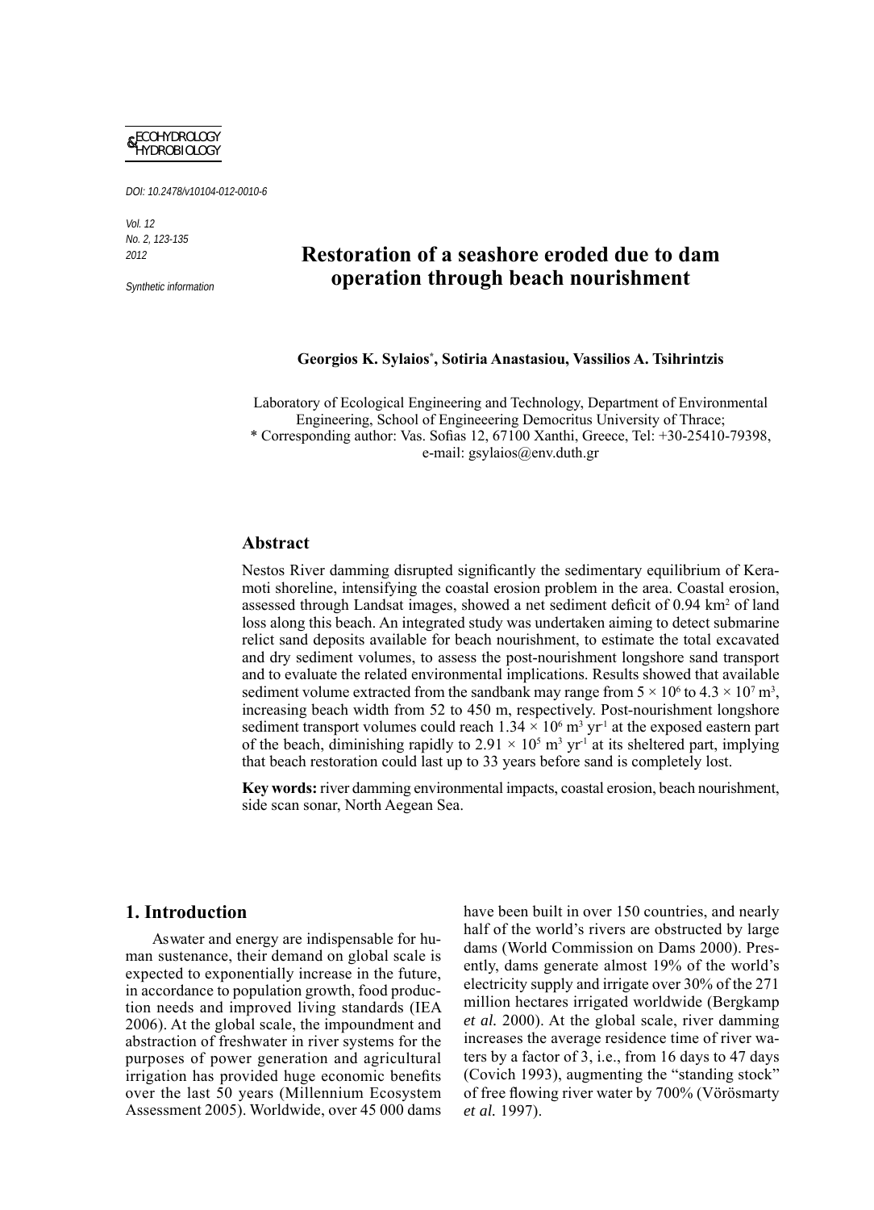ECOHYDROLOGY & HYDROBIOLOGY

DOI: 10.2478/v10104-012-0010-6

Vol. 12
No. 2, 123-135
2012

*Synthetic information*

# Restoration of a seashore eroded due to dam operation through beach nourishment

**Georgios K. Sylaios*, Sotiria Anastasiou, Vassilios A. Tsihrintzis**

Laboratory of Ecological Engineering and Technology, Department of Environmental Engineering, School of Engineeering Democritus University of Thrace;
* Corresponding author: Vas. Sofias 12, 67100 Xanthi, Greece, Tel: +30-25410-79398, e-mail: gsylaios@env.duth.gr

## Abstract

Nestos River damming disrupted significantly the sedimentary equilibrium of Keramoti shoreline, intensifying the coastal erosion problem in the area. Coastal erosion, assessed through Landsat images, showed a net sediment deficit of 0.94 $km^2$ of land loss along this beach. An integrated study was undertaken aiming to detect submarine relict sand deposits available for beach nourishment, to estimate the total excavated and dry sediment volumes, to assess the post-nourishment longshore sand transport and to evaluate the related environmental implications. Results showed that available sediment volume extracted from the sandbank may range from $5 \times 10^6$ to $4.3 \times 10^7$ $m^3$, increasing beach width from 52 to 450 m, respectively. Post-nourishment longshore sediment transport volumes could reach $1.34 \times 10^6$ $m^3$ $yr^{-1}$ at the exposed eastern part of the beach, diminishing rapidly to $2.91 \times 10^5$ $m^3$ $yr^{-1}$ at its sheltered part, implying that beach restoration could last up to 33 years before sand is completely lost.

**Key words:** river damming environmental impacts, coastal erosion, beach nourishment, side scan sonar, North Aegean Sea.

## 1. Introduction

As water and energy are indispensable for human sustenance, their demand on global scale is expected to exponentially increase in the future, in accordance to population growth, food production needs and improved living standards (IEA 2006). At the global scale, the impoundment and abstraction of freshwater in river systems for the purposes of power generation and agricultural irrigation has provided huge economic benefits over the last 50 years (Millennium Ecosystem Assessment 2005). Worldwide, over 45 000 dams have been built in over 150 countries, and nearly half of the world's rivers are obstructed by large dams (World Commission on Dams 2000). Presently, dams generate almost 19% of the world's electricity supply and irrigate over 30% of the 271 million hectares irrigated worldwide (Bergkamp *et al.* 2000). At the global scale, river damming increases the average residence time of river waters by a factor of 3, i.e., from 16 days to 47 days (Covich 1993), augmenting the "standing stock" of free flowing river water by 700% (Vörösmarty *et al.* 1997).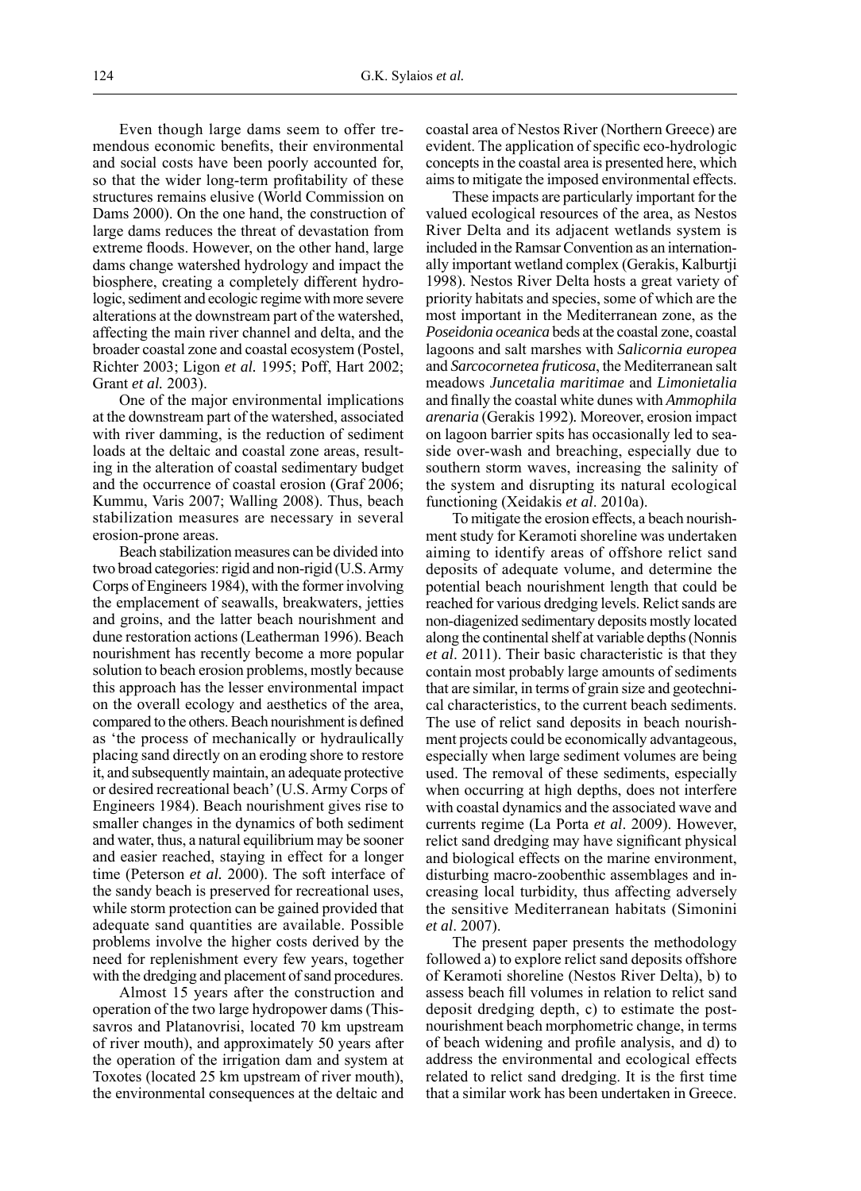Even though large dams seem to offer tremendous economic benefits, their environmental and social costs have been poorly accounted for, so that the wider long-term profitability of these structures remains elusive (World Commission on Dams 2000). On the one hand, the construction of large dams reduces the threat of devastation from extreme floods. However, on the other hand, large dams change watershed hydrology and impact the biosphere, creating a completely different hydrologic, sediment and ecologic regime with more severe alterations at the downstream part of the watershed, affecting the main river channel and delta, and the broader coastal zone and coastal ecosystem (Postel, Richter 2003; Ligon *et al.* 1995; Poff, Hart 2002; Grant *et al.* 2003).

One of the major environmental implications at the downstream part of the watershed, associated with river damming, is the reduction of sediment loads at the deltaic and coastal zone areas, resulting in the alteration of coastal sedimentary budget and the occurrence of coastal erosion (Graf 2006; Kummu, Varis 2007; Walling 2008). Thus, beach stabilization measures are necessary in several erosion-prone areas.

Beach stabilization measures can be divided into two broad categories: rigid and non-rigid (U.S. Army Corps of Engineers 1984), with the former involving the emplacement of seawalls, breakwaters, jetties and groins, and the latter beach nourishment and dune restoration actions (Leatherman 1996). Beach nourishment has recently become a more popular solution to beach erosion problems, mostly because this approach has the lesser environmental impact on the overall ecology and aesthetics of the area, compared to the others. Beach nourishment is defined as 'the process of mechanically or hydraulically placing sand directly on an eroding shore to restore it, and subsequently maintain, an adequate protective or desired recreational beach' (U.S. Army Corps of Engineers 1984). Beach nourishment gives rise to smaller changes in the dynamics of both sediment and water, thus, a natural equilibrium may be sooner and easier reached, staying in effect for a longer time (Peterson *et al.* 2000). The soft interface of the sandy beach is preserved for recreational uses, while storm protection can be gained provided that adequate sand quantities are available. Possible problems involve the higher costs derived by the need for replenishment every few years, together with the dredging and placement of sand procedures.

Almost 15 years after the construction and operation of the two large hydropower dams (Thissavros and Platanovrisi, located 70 km upstream of river mouth), and approximately 50 years after the operation of the irrigation dam and system at Toxotes (located 25 km upstream of river mouth), the environmental consequences at the deltaic and coastal area of Nestos River (Northern Greece) are evident. The application of specific eco-hydrologic concepts in the coastal area is presented here, which aims to mitigate the imposed environmental effects.

These impacts are particularly important for the valued ecological resources of the area, as Nestos River Delta and its adjacent wetlands system is included in the Ramsar Convention as an internationally important wetland complex (Gerakis, Kalburtji 1998). Nestos River Delta hosts a great variety of priority habitats and species, some of which are the most important in the Mediterranean zone, as the *Poseidonia oceanica* beds at the coastal zone, coastal lagoons and salt marshes with *Salicornia europea* and *Sarcocornetea fruticosa*, the Mediterranean salt meadows *Juncetalia maritimae* and *Limonietalia* and finally the coastal white dunes with *Ammophila arenaria* (Gerakis 1992). Moreover, erosion impact on lagoon barrier spits has occasionally led to seaside over-wash and breaching, especially due to southern storm waves, increasing the salinity of the system and disrupting its natural ecological functioning (Xeidakis *et al*. 2010a).

To mitigate the erosion effects, a beach nourishment study for Keramoti shoreline was undertaken aiming to identify areas of offshore relict sand deposits of adequate volume, and determine the potential beach nourishment length that could be reached for various dredging levels. Relict sands are non-diagenized sedimentary deposits mostly located along the continental shelf at variable depths (Nonnis *et al*. 2011). Their basic characteristic is that they contain most probably large amounts of sediments that are similar, in terms of grain size and geotechnical characteristics, to the current beach sediments. The use of relict sand deposits in beach nourishment projects could be economically advantageous, especially when large sediment volumes are being used. The removal of these sediments, especially when occurring at high depths, does not interfere with coastal dynamics and the associated wave and currents regime (La Porta *et al*. 2009). However, relict sand dredging may have significant physical and biological effects on the marine environment, disturbing macro-zoobenthic assemblages and increasing local turbidity, thus affecting adversely the sensitive Mediterranean habitats (Simonini *et al*. 2007).

The present paper presents the methodology followed a) to explore relict sand deposits offshore of Keramoti shoreline (Nestos River Delta), b) to assess beach fill volumes in relation to relict sand deposit dredging depth, c) to estimate the post-nourishment beach morphometric change, in terms of beach widening and profile analysis, and d) to address the environmental and ecological effects related to relict sand dredging. It is the first time that a similar work has been undertaken in Greece.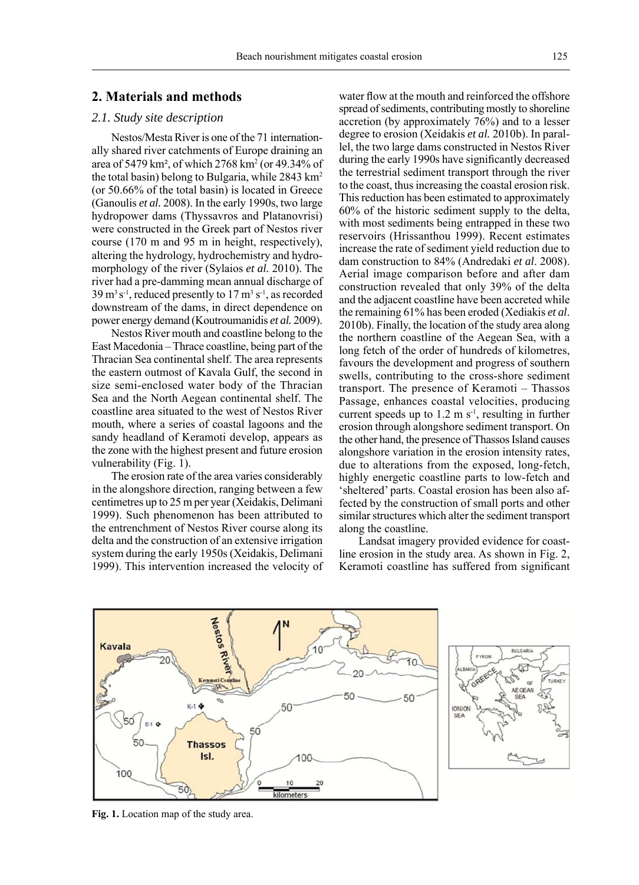## 2. Materials and methods

### 2.1. Study site description

Nestos/Mesta River is one of the 71 internationally shared river catchments of Europe draining an area of 5479 km², of which 2768 km$^2$ (or 49.34% of the total basin) belong to Bulgaria, while 2843 km$^2$ (or 50.66% of the total basin) is located in Greece (Ganoulis *et al.* 2008). In the early 1990s, two large hydropower dams (Thyssavros and Platanovrisi) were constructed in the Greek part of Nestos river course (170 m and 95 m in height, respectively), altering the hydrology, hydrochemistry and hydromorphology of the river (Sylaios *et al.* 2010). The river had a pre-damming mean annual discharge of 39 m$^3$ s$^{-1}$, reduced presently to 17 m$^3$ s$^{-1}$, as recorded downstream of the dams, in direct dependence on power energy demand (Koutroumanidis *et al.* 2009).

Nestos River mouth and coastline belong to the East Macedonia – Thrace coastline, being part of the Thracian Sea continental shelf. The area represents the eastern outmost of Kavala Gulf, the second in size semi-enclosed water body of the Thracian Sea and the North Aegean continental shelf. The coastline area situated to the west of Nestos River mouth, where a series of coastal lagoons and the sandy headland of Keramoti develop, appears as the zone with the highest present and future erosion vulnerability (Fig. 1).

The erosion rate of the area varies considerably in the alongshore direction, ranging between a few centimetres up to 25 m per year (Xeidakis, Delimani 1999). Such phenomenon has been attributed to the entrenchment of Nestos River course along its delta and the construction of an extensive irrigation system during the early 1950s (Xeidakis, Delimani 1999). This intervention increased the velocity of water flow at the mouth and reinforced the offshore spread of sediments, contributing mostly to shoreline accretion (by approximately 76%) and to a lesser degree to erosion (Xeidakis *et al.* 2010b). In parallel, the two large dams constructed in Nestos River during the early 1990s have significantly decreased the terrestrial sediment transport through the river to the coast, thus increasing the coastal erosion risk. This reduction has been estimated to approximately 60% of the historic sediment supply to the delta, with most sediments being entrapped in these two reservoirs (Hrissanthou 1999). Recent estimates increase the rate of sediment yield reduction due to dam construction to 84% (Andredaki *et al*. 2008). Aerial image comparison before and after dam construction revealed that only 39% of the delta and the adjacent coastline have been accreted while the remaining 61% has been eroded (Xediakis *et al*. 2010b). Finally, the location of the study area along the northern coastline of the Aegean Sea, with a long fetch of the order of hundreds of kilometres, favours the development and progress of southern swells, contributing to the cross-shore sediment transport. The presence of Keramoti – Thassos Passage, enhances coastal velocities, producing current speeds up to 1.2 m s$^{-1}$, resulting in further erosion through alongshore sediment transport. On the other hand, the presence of Thassos Island causes alongshore variation in the erosion intensity rates, due to alterations from the exposed, long-fetch, highly energetic coastline parts to low-fetch and 'sheltered' parts. Coastal erosion has been also affected by the construction of small ports and other similar structures which alter the sediment transport along the coastline.

Landsat imagery provided evidence for coastline erosion in the study area. As shown in Fig. 2, Keramoti coastline has suffered from significant

**Fig. 1.** Location map of the study area.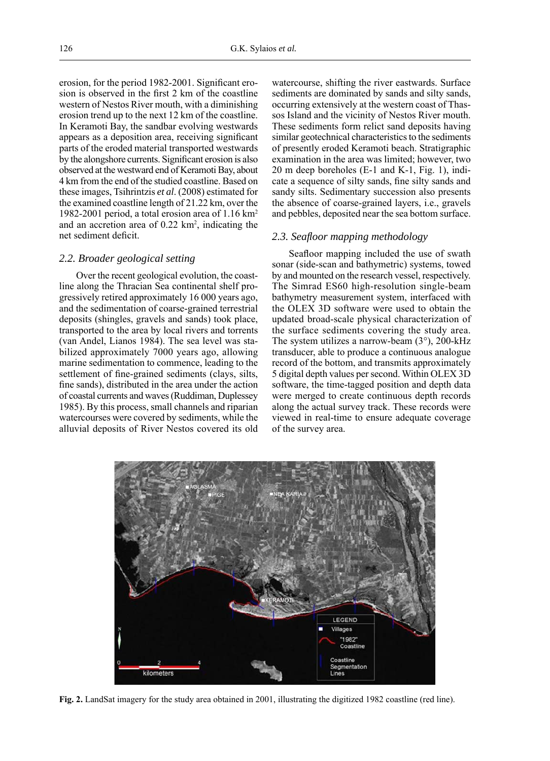erosion, for the period 1982-2001. Significant erosion is observed in the first 2 km of the coastline western of Nestos River mouth, with a diminishing erosion trend up to the next 12 km of the coastline. In Keramoti Bay, the sandbar evolving westwards appears as a deposition area, receiving significant parts of the eroded material transported westwards by the alongshore currents. Significant erosion is also observed at the westward end of Keramoti Bay, about 4 km from the end of the studied coastline. Based on these images, Tsihrintzis *et al*. (2008) estimated for the examined coastline length of 21.22 km, over the 1982-2001 period, a total erosion area of 1.16 km$^2$ and an accretion area of 0.22 km$^2$, indicating the net sediment deficit.

### 2.2. Broader geological setting

Over the recent geological evolution, the coastline along the Thracian Sea continental shelf progressively retired approximately 16 000 years ago, and the sedimentation of coarse-grained terrestrial deposits (shingles, gravels and sands) took place, transported to the area by local rivers and torrents (van Andel, Lianos 1984). The sea level was stabilized approximately 7000 years ago, allowing marine sedimentation to commence, leading to the settlement of fine-grained sediments (clays, silts, fine sands), distributed in the area under the action of coastal currents and waves (Ruddiman, Duplessey 1985). By this process, small channels and riparian watercourses were covered by sediments, while the alluvial deposits of River Nestos covered its old watercourse, shifting the river eastwards. Surface sediments are dominated by sands and silty sands, occurring extensively at the western coast of Thassos Island and the vicinity of Nestos River mouth. These sediments form relict sand deposits having similar geotechnical characteristics to the sediments of presently eroded Keramoti beach. Stratigraphic examination in the area was limited; however, two 20 m deep boreholes (E-1 and K-1, Fig. 1), indicate a sequence of silty sands, fine silty sands and sandy silts. Sedimentary succession also presents the absence of coarse-grained layers, i.e., gravels and pebbles, deposited near the sea bottom surface.

### 2.3. Seafloor mapping methodology

Seafloor mapping included the use of swath sonar (side-scan and bathymetric) systems, towed by and mounted on the research vessel, respectively. The Simrad ES60 high-resolution single-beam bathymetry measurement system, interfaced with the OLEX 3D software were used to obtain the updated broad-scale physical characterization of the surface sediments covering the study area. The system utilizes a narrow-beam (3°), 200-kHz transducer, able to produce a continuous analogue record of the bottom, and transmits approximately 5 digital depth values per second. Within OLEX 3D software, the time-tagged position and depth data were merged to create continuous depth records along the actual survey track. These records were viewed in real-time to ensure adequate coverage of the survey area.

**Fig. 2.** LandSat imagery for the study area obtained in 2001, illustrating the digitized 1982 coastline (red line).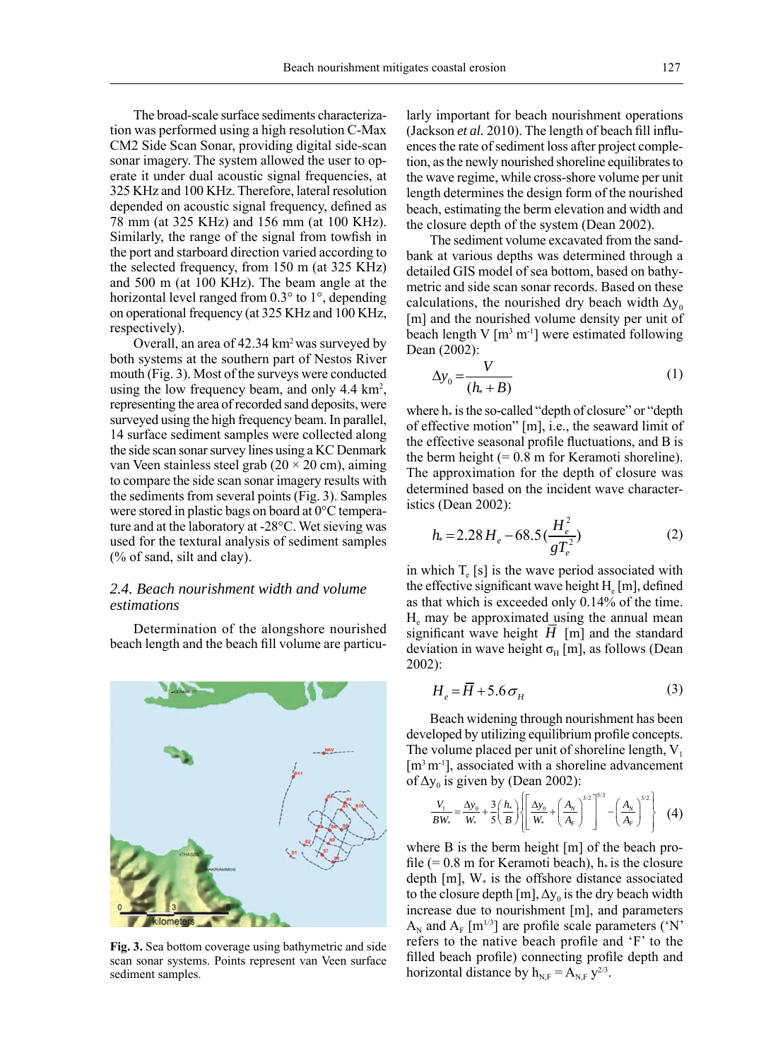The broad-scale surface sediments characterization was performed using a high resolution C-Max CM2 Side Scan Sonar, providing digital side-scan sonar imagery. The system allowed the user to operate it under dual acoustic signal frequencies, at 325 KHz and 100 KHz. Therefore, lateral resolution depended on acoustic signal frequency, defined as 78 mm (at 325 KHz) and 156 mm (at 100 KHz). Similarly, the range of the signal from towfish in the port and starboard direction varied according to the selected frequency, from 150 m (at 325 KHz) and 500 m (at 100 KHz). The beam angle at the horizontal level ranged from 0.3° to 1°, depending on operational frequency (at 325 KHz and 100 KHz, respectively).

Overall, an area of 42.34 km$^2$ was surveyed by both systems at the southern part of Nestos River mouth (Fig. 3). Most of the surveys were conducted using the low frequency beam, and only 4.4 km$^2$, representing the area of recorded sand deposits, were surveyed using the high frequency beam. In parallel, 14 surface sediment samples were collected along the side scan sonar survey lines using a KC Denmark van Veen stainless steel grab (20 × 20 cm), aiming to compare the side scan sonar imagery results with the sediments from several points (Fig. 3). Samples were stored in plastic bags on board at 0°C temperature and at the laboratory at -28°C. Wet sieving was used for the textural analysis of sediment samples (% of sand, silt and clay).

Fig. 3. Sea bottom coverage using bathymetric and side scan sonar systems. Points represent van Veen surface sediment samples.

### 2.4. Beach nourishment width and volume estimations

Determination of the alongshore nourished beach length and the beach fill volume are particularly important for beach nourishment operations (Jackson *et al.* 2010). The length of beach fill influences the rate of sediment loss after project completion, as the newly nourished shoreline equilibrates to the wave regime, while cross-shore volume per unit length determines the design form of the nourished beach, estimating the berm elevation and width and the closure depth of the system (Dean 2002).

The sediment volume excavated from the sandbank at various depths was determined through a detailed GIS model of sea bottom, based on bathymetric and side scan sonar records. Based on these calculations, the nourished dry beach width $\Delta y_0$ [m] and the nourished volume density per unit of beach length V [m$^3$ m$^{-1}$] were estimated following Dean (2002):

$$\Delta y_0 = \frac{V}{(h_* + B)} \tag{1}$$

where $h_*$ is the so-called "depth of closure" or "depth of effective motion" [m], i.e., the seaward limit of the effective seasonal profile fluctuations, and B is the berm height (= 0.8 m for Keramoti shoreline). The approximation for the depth of closure was determined based on the incident wave characteristics (Dean 2002):

$$h_* = 2.28\,H_e - 68.5\left(\frac{H_e^2}{gT_e^2}\right) \tag{2}$$

in which $T_e$ [s] is the wave period associated with the effective significant wave height $H_e$ [m], defined as that which is exceeded only 0.14% of the time. $H_e$ may be approximated using the annual mean significant wave height $\overline{H}$ [m] and the standard deviation in wave height $\sigma_H$ [m], as follows (Dean 2002):

$$H_e = \overline{H} + 5.6\,\sigma_H \tag{3}$$

Beach widening through nourishment has been developed by utilizing equilibrium profile concepts. The volume placed per unit of shoreline length, $V_1$ [m$^3$ m$^{-1}$], associated with a shoreline advancement of $\Delta y_0$ is given by (Dean 2002):

$$\frac{V_1}{BW_*} = \frac{\Delta y_0}{W_*} + \frac{3}{5}\left(\frac{h_*}{B}\right)\left\{\left[\frac{\Delta y_0}{W_*} + \left(\frac{A_N}{A_F}\right)^{3/2}\right]^{5/3} - \left(\frac{A_N}{A_F}\right)^{3/2}\right\} \tag{4}$$

where B is the berm height [m] of the beach profile (= 0.8 m for Keramoti beach), $h_*$ is the closure depth [m], $W_*$ is the offshore distance associated to the closure depth [m], $\Delta y_0$ is the dry beach width increase due to nourishment [m], and parameters $A_N$ and $A_F$ [m$^{1/3}$] are profile scale parameters ('N' refers to the native beach profile and 'F' to the filled beach profile) connecting profile depth and horizontal distance by $h_{N,F} = A_{N,F}\, y^{2/3}$.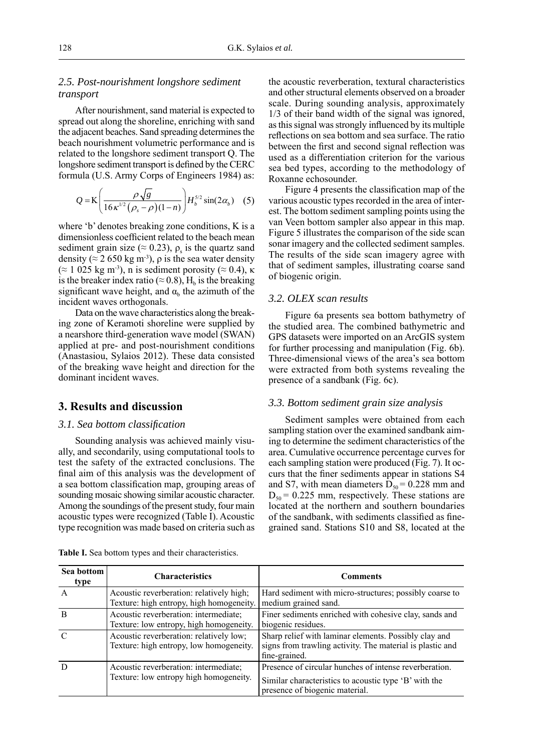### 2.5. Post-nourishment longshore sediment transport

After nourishment, sand material is expected to spread out along the shoreline, enriching with sand the adjacent beaches. Sand spreading determines the beach nourishment volumetric performance and is related to the longshore sediment transport Q. The longshore sediment transport is defined by the CERC formula (U.S. Army Corps of Engineers 1984) as:

$$Q = \mathrm{K}\left(\frac{\rho\sqrt{g}}{16\kappa^{1/2}\left(\rho_s - \rho\right)(1-n)}\right)H_b^{5/2}\sin(2\alpha_b) \quad (5)$$

where 'b' denotes breaking zone conditions, K is a dimensionless coefficient related to the beach mean sediment grain size (≈ 0.23), $\rho_s$ is the quartz sand density (≈ 2 650 kg m$^{-3}$), ρ is the sea water density (≈ 1 025 kg m$^{-3}$), n is sediment porosity (≈ 0.4), κ is the breaker index ratio (≈ 0.8), $H_b$ is the breaking significant wave height, and $\alpha_b$ the azimuth of the incident waves orthogonals.

Data on the wave characteristics along the breaking zone of Keramoti shoreline were supplied by a nearshore third-generation wave model (SWAN) applied at pre- and post-nourishment conditions (Anastasiou, Sylaios 2012). These data consisted of the breaking wave height and direction for the dominant incident waves.

## 3. Results and discussion

### 3.1. Sea bottom classification

Sounding analysis was achieved mainly visually, and secondarily, using computational tools to test the safety of the extracted conclusions. The final aim of this analysis was the development of a sea bottom classification map, grouping areas of sounding mosaic showing similar acoustic character. Among the soundings of the present study, four main acoustic types were recognized (Table I). Acoustic type recognition was made based on criteria such as the acoustic reverberation, textural characteristics and other structural elements observed on a broader scale. During sounding analysis, approximately 1/3 of their band width of the signal was ignored, as this signal was strongly influenced by its multiple reflections on sea bottom and sea surface. The ratio between the first and second signal reflection was used as a differentiation criterion for the various sea bed types, according to the methodology of Roxanne echosounder.

Figure 4 presents the classification map of the various acoustic types recorded in the area of interest. The bottom sediment sampling points using the van Veen bottom sampler also appear in this map. Figure 5 illustrates the comparison of the side scan sonar imagery and the collected sediment samples. The results of the side scan imagery agree with that of sediment samples, illustrating coarse sand of biogenic origin.

### 3.2. OLEX scan results

Figure 6a presents sea bottom bathymetry of the studied area. The combined bathymetric and GPS datasets were imported on an ArcGIS system for further processing and manipulation (Fig. 6b). Three-dimensional views of the area's sea bottom were extracted from both systems revealing the presence of a sandbank (Fig. 6c).

### 3.3. Bottom sediment grain size analysis

Sediment samples were obtained from each sampling station over the examined sandbank aiming to determine the sediment characteristics of the area. Cumulative occurrence percentage curves for each sampling station were produced (Fig. 7). It occurs that the finer sediments appear in stations S4 and S7, with mean diameters $D_{50}$ = 0.228 mm and $D_{50}$ = 0.225 mm, respectively. These stations are located at the northern and southern boundaries of the sandbank, with sediments classified as fine-grained sand. Stations S10 and S8, located at the

**Table I.** Sea bottom types and their characteristics.

| Sea bottom type | Characteristics | Comments |
|---|---|---|
| A | Acoustic reverberation: relatively high; Texture: high entropy, high homogeneity. | Hard sediment with micro-structures; possibly coarse to medium grained sand. |
| B | Acoustic reverberation: intermediate; Texture: low entropy, high homogeneity. | Finer sediments enriched with cohesive clay, sands and biogenic residues. |
| C | Acoustic reverberation: relatively low; Texture: high entropy, low homogeneity. | Sharp relief with laminar elements. Possibly clay and signs from trawling activity. The material is plastic and fine-grained. |
| D | Acoustic reverberation: intermediate; Texture: low entropy high homogeneity. | Presence of circular hunches of intense reverberation. Similar characteristics to acoustic type 'B' with the presence of biogenic material. |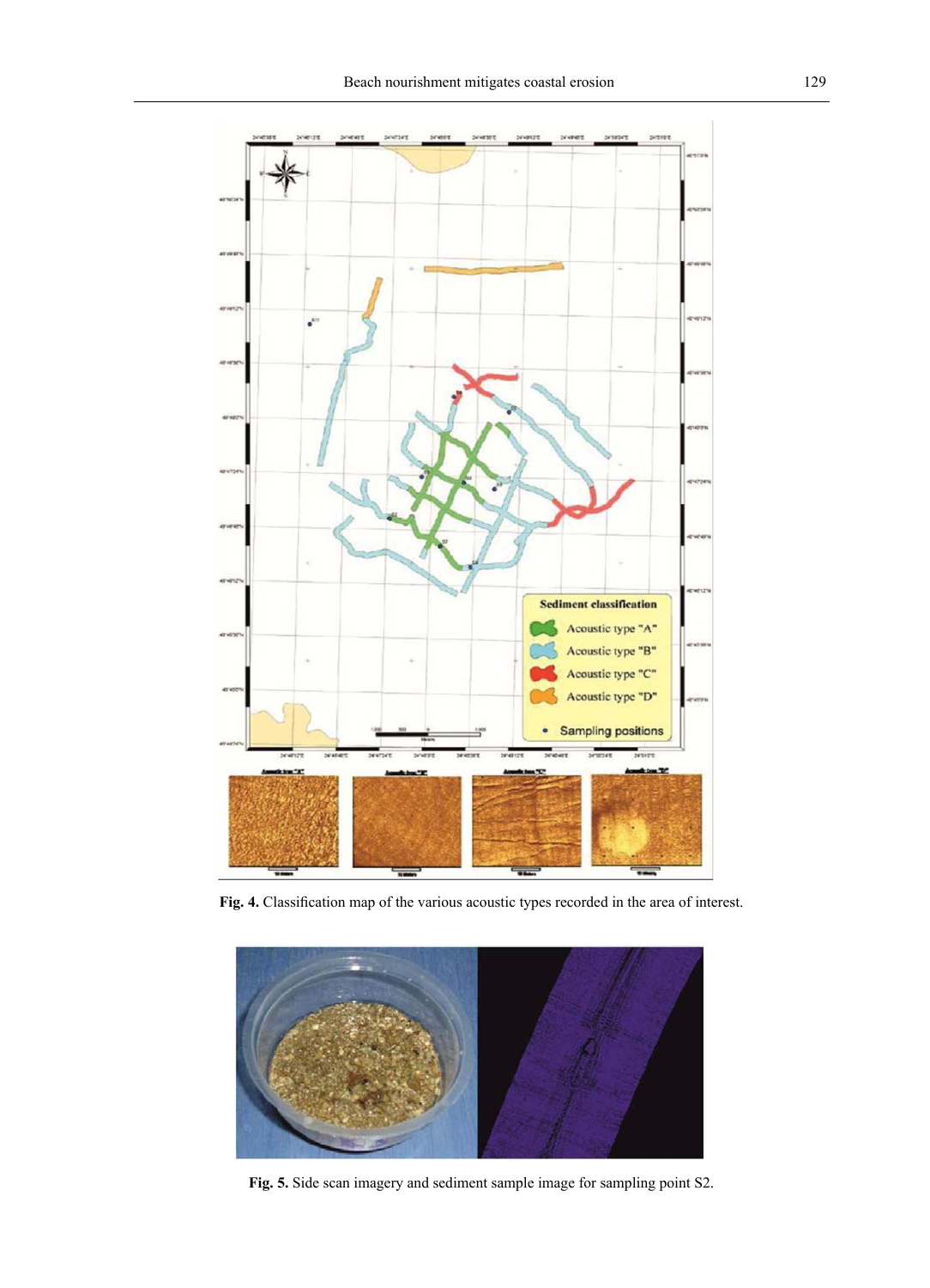**Fig. 4.** Classification map of the various acoustic types recorded in the area of interest.

**Fig. 5.** Side scan imagery and sediment sample image for sampling point S2.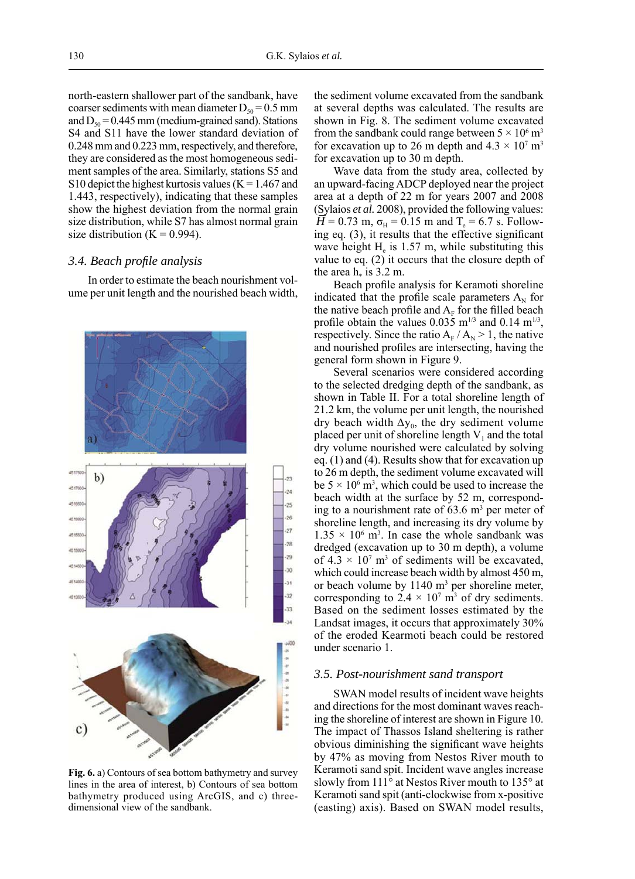north-eastern shallower part of the sandbank, have coarser sediments with mean diameter $D_{50} = 0.5$ mm and $D_{50} = 0.445$ mm (medium-grained sand). Stations S4 and S11 have the lower standard deviation of 0.248 mm and 0.223 mm, respectively, and therefore, they are considered as the most homogeneous sediment samples of the area. Similarly, stations S5 and S10 depict the highest kurtosis values (K = 1.467 and 1.443, respectively), indicating that these samples show the highest deviation from the normal grain size distribution, while S7 has almost normal grain size distribution (K = 0.994).

### 3.4. Beach profile analysis

In order to estimate the beach nourishment volume per unit length and the nourished beach width, the sediment volume excavated from the sandbank at several depths was calculated. The results are shown in Fig. 8. The sediment volume excavated from the sandbank could range between $5 \times 10^6$ m$^3$ for excavation up to 26 m depth and $4.3 \times 10^7$ m$^3$ for excavation up to 30 m depth.

**Fig. 6.** a) Contours of sea bottom bathymetry and survey lines in the area of interest, b) Contours of sea bottom bathymetry produced using ArcGIS, and c) three-dimensional view of the sandbank.

Wave data from the study area, collected by an upward-facing ADCP deployed near the project area at a depth of 22 m for years 2007 and 2008 (Sylaios *et al.* 2008), provided the following values: $\bar{H} = 0.73$ m, $\sigma_H = 0.15$ m and $T_e = 6.7$ s. Following eq. (3), it results that the effective significant wave height $H_e$ is 1.57 m, while substituting this value to eq. (2) it occurs that the closure depth of the area $h_*$ is 3.2 m.

Beach profile analysis for Keramoti shoreline indicated that the profile scale parameters $A_N$ for the native beach profile and $A_F$ for the filled beach profile obtain the values 0.035 m$^{1/3}$ and 0.14 m$^{1/3}$, respectively. Since the ratio $A_F / A_N > 1$, the native and nourished profiles are intersecting, having the general form shown in Figure 9.

Several scenarios were considered according to the selected dredging depth of the sandbank, as shown in Table II. For a total shoreline length of 21.2 km, the volume per unit length, the nourished dry beach width $\Delta y_0$, the dry sediment volume placed per unit of shoreline length $V_1$ and the total dry volume nourished were calculated by solving eq. (1) and (4). Results show that for excavation up to 26 m depth, the sediment volume excavated will be $5 \times 10^6$ m$^3$, which could be used to increase the beach width at the surface by 52 m, corresponding to a nourishment rate of 63.6 m$^3$ per meter of shoreline length, and increasing its dry volume by $1.35 \times 10^6$ m$^3$. In case the whole sandbank was dredged (excavation up to 30 m depth), a volume of $4.3 \times 10^7$ m$^3$ of sediments will be excavated, which could increase beach width by almost 450 m, or beach volume by 1140 m$^3$ per shoreline meter, corresponding to $2.4 \times 10^7$ m$^3$ of dry sediments. Based on the sediment losses estimated by the Landsat images, it occurs that approximately 30% of the eroded Kearmoti beach could be restored under scenario 1.

### 3.5. Post-nourishment sand transport

SWAN model results of incident wave heights and directions for the most dominant waves reaching the shoreline of interest are shown in Figure 10. The impact of Thassos Island sheltering is rather obvious diminishing the significant wave heights by 47% as moving from Nestos River mouth to Keramoti sand spit. Incident wave angles increase slowly from 111° at Nestos River mouth to 135° at Keramoti sand spit (anti-clockwise from x-positive (easting) axis). Based on SWAN model results,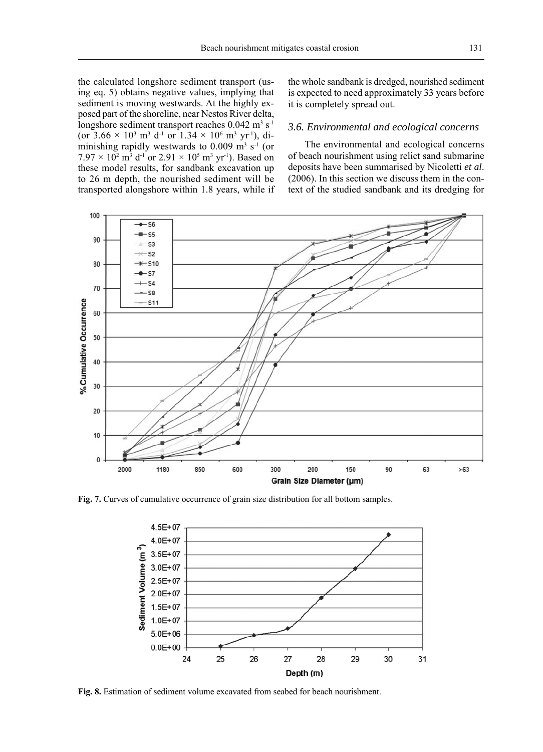the calculated longshore sediment transport (using eq. 5) obtains negative values, implying that sediment is moving westwards. At the highly exposed part of the shoreline, near Nestos River delta, longshore sediment transport reaches 0.042 $m^3$ $s^{-1}$ (or $3.66 \times 10^3$ $m^3$ $d^{-1}$ or $1.34 \times 10^6$ $m^3$ $yr^{-1}$), diminishing rapidly westwards to 0.009 $m^3$ $s^{-1}$ (or $7.97 \times 10^2$ $m^3$ $d^{-1}$ or $2.91 \times 10^5$ $m^3$ $yr^{-1}$). Based on these model results, for sandbank excavation up to 26 m depth, the nourished sediment will be transported alongshore within 1.8 years, while if the whole sandbank is dredged, nourished sediment is expected to need approximately 33 years before it is completely spread out.

### *3.6. Environmental and ecological concerns*

The environmental and ecological concerns of beach nourishment using relict sand submarine deposits have been summarised by Nicoletti *et al*. (2006). In this section we discuss them in the context of the studied sandbank and its dredging for

**Fig. 7.** Curves of cumulative occurrence of grain size distribution for all bottom samples.

**Fig. 8.** Estimation of sediment volume excavated from seabed for beach nourishment.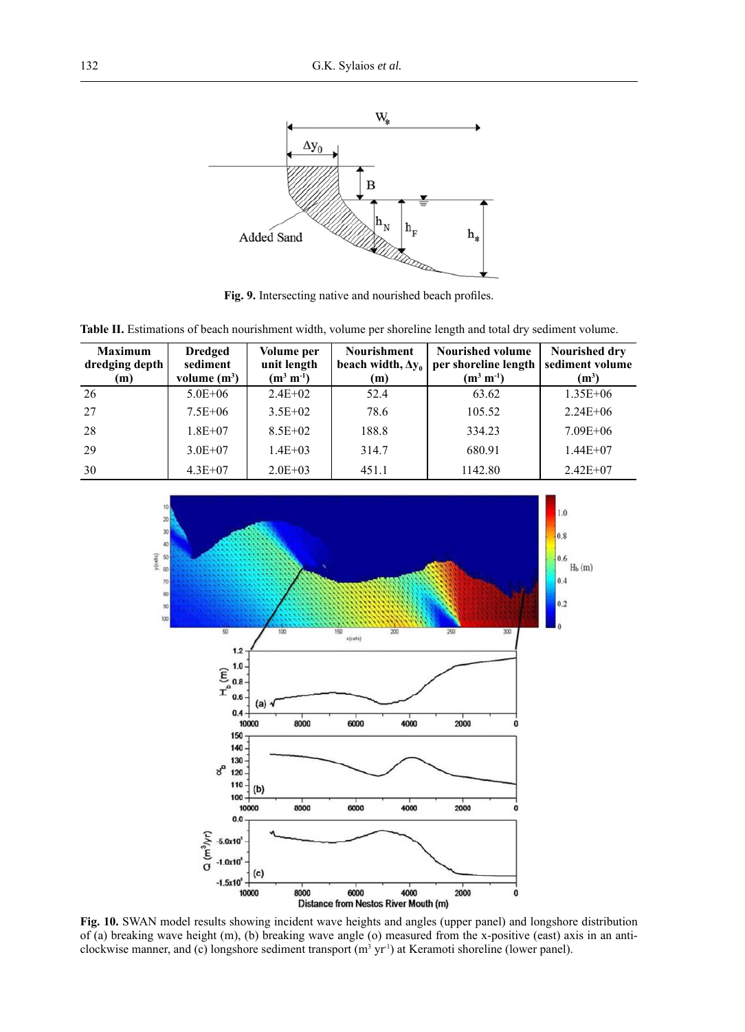**Fig. 9.** Intersecting native and nourished beach profiles.

**Table II.** Estimations of beach nourishment width, volume per shoreline length and total dry sediment volume.

| Maximum dredging depth (m) | Dredged sediment volume ($m^3$) | Volume per unit length ($m^3$ $m^{-1}$) | Nourishment beach width, $\Delta y_0$ (m) | Nourished volume per shoreline length ($m^3$ $m^{-1}$) | Nourished dry sediment volume ($m^3$) |
|---|---|---|---|---|---|
| 26 | 5.0E+06 | 2.4E+02 | 52.4 | 63.62 | 1.35E+06 |
| 27 | 7.5E+06 | 3.5E+02 | 78.6 | 105.52 | 2.24E+06 |
| 28 | 1.8E+07 | 8.5E+02 | 188.8 | 334.23 | 7.09E+06 |
| 29 | 3.0E+07 | 1.4E+03 | 314.7 | 680.91 | 1.44E+07 |
| 30 | 4.3E+07 | 2.0E+03 | 451.1 | 1142.80 | 2.42E+07 |

**Fig. 10.** SWAN model results showing incident wave heights and angles (upper panel) and longshore distribution of (a) breaking wave height (m), (b) breaking wave angle (o) measured from the x-positive (east) axis in an anti-clockwise manner, and (c) longshore sediment transport ($m^3$ $yr^{-1}$) at Keramoti shoreline (lower panel).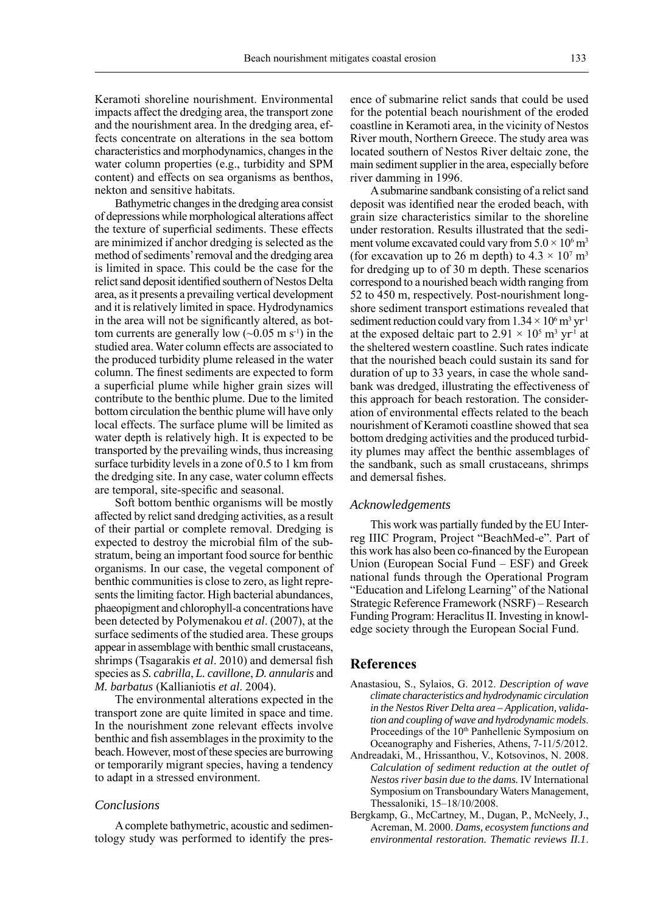Keramoti shoreline nourishment. Environmental impacts affect the dredging area, the transport zone and the nourishment area. In the dredging area, effects concentrate on alterations in the sea bottom characteristics and morphodynamics, changes in the water column properties (e.g., turbidity and SPM content) and effects on sea organisms as benthos, nekton and sensitive habitats.

Bathymetric changes in the dredging area consist of depressions while morphological alterations affect the texture of superficial sediments. These effects are minimized if anchor dredging is selected as the method of sediments' removal and the dredging area is limited in space. This could be the case for the relict sand deposit identified southern of Nestos Delta area, as it presents a prevailing vertical development and it is relatively limited in space. Hydrodynamics in the area will not be significantly altered, as bottom currents are generally low (~0.05 m s$^{-1}$) in the studied area. Water column effects are associated to the produced turbidity plume released in the water column. The finest sediments are expected to form a superficial plume while higher grain sizes will contribute to the benthic plume. Due to the limited bottom circulation the benthic plume will have only local effects. The surface plume will be limited as water depth is relatively high. It is expected to be transported by the prevailing winds, thus increasing surface turbidity levels in a zone of 0.5 to 1 km from the dredging site. In any case, water column effects are temporal, site-specific and seasonal.

Soft bottom benthic organisms will be mostly affected by relict sand dredging activities, as a result of their partial or complete removal. Dredging is expected to destroy the microbial film of the substratum, being an important food source for benthic organisms. In our case, the vegetal component of benthic communities is close to zero, as light represents the limiting factor. High bacterial abundances, phaeopigment and chlorophyll-a concentrations have been detected by Polymenakou *et al*. (2007), at the surface sediments of the studied area. These groups appear in assemblage with benthic small crustaceans, shrimps (Tsagarakis *et al*. 2010) and demersal fish species as *S. cabrilla*, *L. cavillone*, *D. annularis* and *M. barbatus* (Kallianiotis *et al*. 2004).

The environmental alterations expected in the transport zone are quite limited in space and time. In the nourishment zone relevant effects involve benthic and fish assemblages in the proximity to the beach. However, most of these species are burrowing or temporarily migrant species, having a tendency to adapt in a stressed environment.

### Conclusions

A complete bathymetric, acoustic and sedimentology study was performed to identify the presence of submarine relict sands that could be used for the potential beach nourishment of the eroded coastline in Keramoti area, in the vicinity of Nestos River mouth, Northern Greece. The study area was located southern of Nestos River deltaic zone, the main sediment supplier in the area, especially before river damming in 1996.

A submarine sandbank consisting of a relict sand deposit was identified near the eroded beach, with grain size characteristics similar to the shoreline under restoration. Results illustrated that the sediment volume excavated could vary from $5.0 \times 10^6$ m$^3$ (for excavation up to 26 m depth) to $4.3 \times 10^7$ m$^3$ for dredging up to of 30 m depth. These scenarios correspond to a nourished beach width ranging from 52 to 450 m, respectively. Post-nourishment longshore sediment transport estimations revealed that sediment reduction could vary from $1.34 \times 10^6$ m$^3$ yr$^{-1}$ at the exposed deltaic part to $2.91 \times 10^5$ m$^3$ yr$^{-1}$ at the sheltered western coastline. Such rates indicate that the nourished beach could sustain its sand for duration of up to 33 years, in case the whole sandbank was dredged, illustrating the effectiveness of this approach for beach restoration. The consideration of environmental effects related to the beach nourishment of Keramoti coastline showed that sea bottom dredging activities and the produced turbidity plumes may affect the benthic assemblages of the sandbank, such as small crustaceans, shrimps and demersal fishes.

### Acknowledgements

This work was partially funded by the EU Interreg IIIC Program, Project "BeachMed-e". Part of this work has also been co-financed by the European Union (European Social Fund – ESF) and Greek national funds through the Operational Program "Education and Lifelong Learning" of the National Strategic Reference Framework (NSRF) – Research Funding Program: Heraclitus II. Investing in knowledge society through the European Social Fund.

## References

Anastasiou, S., Sylaios, G. 2012. *Description of wave climate characteristics and hydrodynamic circulation in the Nestos River Delta area – Application, validation and coupling of wave and hydrodynamic models*. Proceedings of the 10th Panhellenic Symposium on Oceanography and Fisheries, Athens, 7-11/5/2012.

Andreadaki, M., Hrissanthou, V., Kotsovinos, N. 2008. *Calculation of sediment reduction at the outlet of Nestos river basin due to the dams.* IV International Symposium on Transboundary Waters Management, Thessaloniki, 15–18/10/2008.

Bergkamp, G., McCartney, M., Dugan, P., McNeely, J., Acreman, M. 2000. *Dams, ecosystem functions and environmental restoration. Thematic reviews II.1*.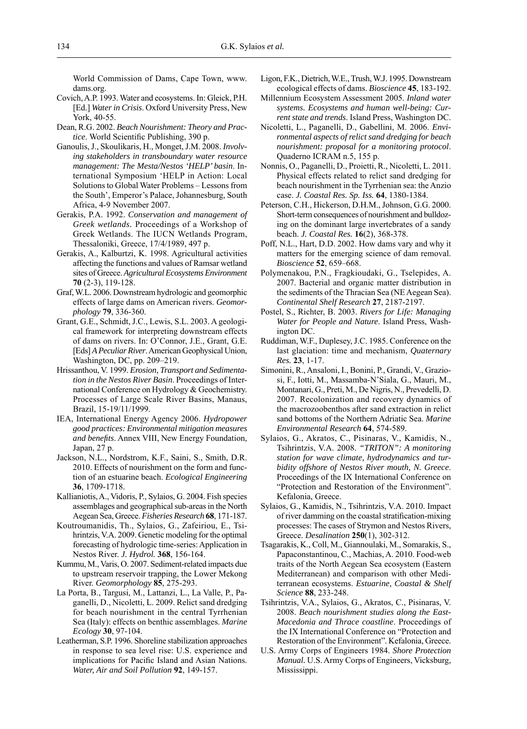World Commission of Dams, Cape Town, www.dams.org.

Covich, A.P. 1993. Water and ecosystems. In: Gleick, P.H. [Ed.] *Water in Crisis*. Oxford University Press, New York, 40-55.

Dean, R.G. 2002. *Beach Nourishment: Theory and Practice*. World Scientific Publishing, 390 p.

Ganoulis, J., Skoulikaris, H., Monget, J.M. 2008. *Involving stakeholders in transboundary water resource management: The Mesta/Nestos 'HELP' basin*. International Symposium 'HELP in Action: Local Solutions to Global Water Problems – Lessons from the South', Emperor's Palace, Johannesburg, South Africa, 4-9 November 2007.

Gerakis, P.A. 1992. *Conservation and management of Greek wetlands*. Proceedings of a Workshop of Greek Wetlands. The IUCN Wetlands Program, Thessaloniki, Greece, 17/4/1989, 497 p.

Gerakis, A., Kalburtzi, K. 1998. Agricultural activities affecting the functions and values of Ramsar wetland sites of Greece. *Agricultural Ecosystems Environment* **70** (2-3), 119-128.

Graf, W.L. 2006. Downstream hydrologic and geomorphic effects of large dams on American rivers. *Geomorphology* **79**, 336-360.

Grant, G.E., Schmidt, J.C., Lewis, S.L. 2003. A geological framework for interpreting downstream effects of dams on rivers. In: O'Connor, J.E., Grant, G.E. [Eds] *A Peculiar River*. American Geophysical Union, Washington, DC, pp. 209–219.

Hrissanthou, V. 1999. *Erosion, Transport and Sedimentation in the Nestos River Basin*. Proceedings of International Conference on Hydrology & Geochemistry. Processes of Large Scale River Basins, Manaus, Brazil, 15-19/11/1999.

IEA, International Energy Agency 2006. *Hydropower good practices: Environmental mitigation measures and benefits*. Annex VIII, New Energy Foundation, Japan, 27 p.

Jackson, N.L., Nordstrom, K.F., Saini, S., Smith, D.R. 2010. Effects of nourishment on the form and function of an estuarine beach. *Ecological Engineering* **36**, 1709-1718.

Kallianiotis, A., Vidoris, P., Sylaios, G. 2004. Fish species assemblages and geographical sub-areas in the North Aegean Sea, Greece. *Fisheries Research* **68**, 171-187.

Koutroumanidis, Th., Sylaios, G., Zafeiriou, E., Tsihrintzis, V.A. 2009. Genetic modeling for the optimal forecasting of hydrologic time-series: Application in Nestos River. *J. Hydrol.* **368**, 156-164.

Kummu, M., Varis, O. 2007. Sediment-related impacts due to upstream reservoir trapping, the Lower Mekong River. *Geomorphology* **85**, 275-293.

La Porta, B., Targusi, M., Lattanzi, L., La Valle, P., Paganelli, D., Nicoletti, L. 2009. Relict sand dredging for beach nourishment in the central Tyrrhenian Sea (Italy): effects on benthic assemblages. *Marine Ecology* **30**, 97-104.

Leatherman, S.P. 1996. Shoreline stabilization approaches in response to sea level rise: U.S. experience and implications for Pacific Island and Asian Nations. *Water, Air and Soil Pollution* **92**, 149-157.

Ligon, F.K., Dietrich, W.E., Trush, W.J. 1995. Downstream ecological effects of dams. *Bioscience* **45**, 183-192.

Millennium Ecosystem Assessment 2005. *Inland water systems. Ecosystems and human well-being: Current state and trends*. Island Press, Washington DC.

Nicoletti, L., Paganelli, D., Gabellini, M. 2006. *Environmental aspects of relict sand dredging for beach nourishment: proposal for a monitoring protocol*. Quaderno ICRAM n.5, 155 p.

Nonnis, O., Paganelli, D., Proietti, R., Nicoletti, L. 2011. Physical effects related to relict sand dredging for beach nourishment in the Tyrrhenian sea: the Anzio case. *J. Coastal Res. Sp. Iss.* **64**, 1380-1384.

Peterson, C.H., Hickerson, D.H.M., Johnson, G.G. 2000. Short-term consequences of nourishment and bulldozing on the dominant large invertebrates of a sandy beach. *J. Coastal Res.* **16**(2), 368-378.

Poff, N.L., Hart, D.D. 2002. How dams vary and why it matters for the emerging science of dam removal. *Bioscience* **52**, 659–668.

Polymenakou, P.N., Fragkioudaki, G., Tselepides, A. 2007. Bacterial and organic matter distribution in the sediments of the Thracian Sea (NE Aegean Sea). *Continental Shelf Research* **27**, 2187-2197.

Postel, S., Richter, B. 2003. *Rivers for Life: Managing Water for People and Nature*. Island Press, Washington DC.

Ruddiman, W.F., Duplesey, J.C. 1985. Conference on the last glaciation: time and mechanism, *Quaternary Res.* **23**, 1-17.

Simonini, R., Ansaloni, I., Bonini, P., Grandi, V., Graziosi, F., Iotti, M., Massamba-N'Siala, G., Mauri, M., Montanari, G., Preti, M., De Nigris, N., Prevedelli, D. 2007. Recolonization and recovery dynamics of the macrozoobenthos after sand extraction in relict sand bottoms of the Northern Adriatic Sea. *Marine Environmental Research* **64**, 574-589.

Sylaios, G., Akratos, C., Pisinaras, V., Kamidis, N., Tsihrintzis, V.A. 2008. *"TRITON": A monitoring station for wave climate, hydrodynamics and turbidity offshore of Nestos River mouth, N. Greece*. Proceedings of the IX International Conference on "Protection and Restoration of the Environment". Kefalonia, Greece.

Sylaios, G., Kamidis, N., Tsihrintzis, V.A. 2010. Impact of river damming on the coastal stratification-mixing processes: The cases of Strymon and Nestos Rivers, Greece. *Desalination* **250**(1), 302-312.

Tsagarakis, K., Coll, M., Giannoulaki, M., Somarakis, S., Papaconstantinou, C., Machias, A. 2010. Food-web traits of the North Aegean Sea ecosystem (Eastern Mediterranean) and comparison with other Mediterranean ecosystems. *Estuarine, Coastal & Shelf Science* **88**, 233-248.

Tsihrintzis, V.A., Sylaios, G., Akratos, C., Pisinaras, V. 2008. *Beach nourishment studies along the East-Macedonia and Thrace coastline*. Proceedings of the IX International Conference on "Protection and Restoration of the Environment". Kefalonia, Greece.

U.S. Army Corps of Engineers 1984. *Shore Protection Manual*. U.S. Army Corps of Engineers, Vicksburg, Mississippi.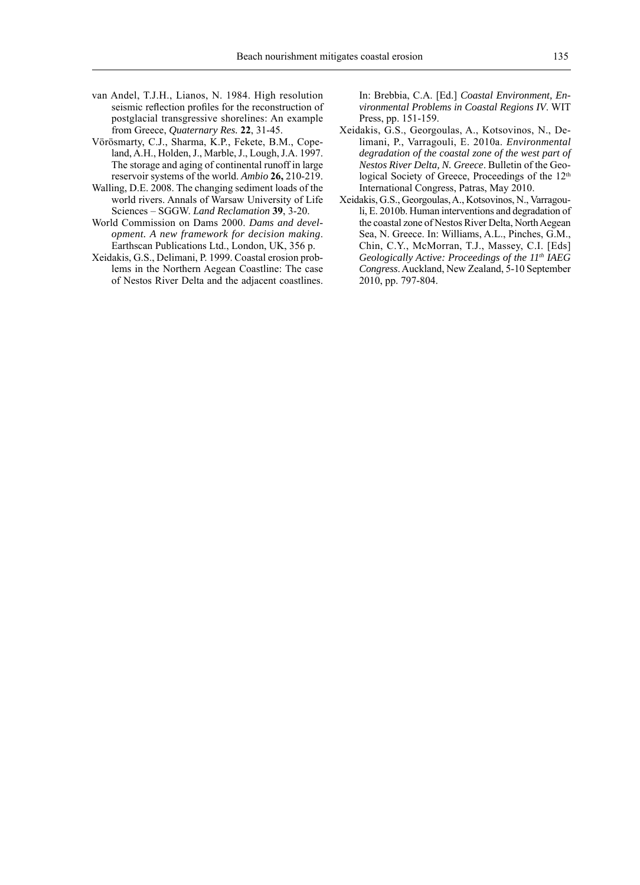van Andel, T.J.H., Lianos, N. 1984. High resolution seismic reflection profiles for the reconstruction of postglacial transgressive shorelines: An example from Greece, *Quaternary Res.* **22**, 31-45.

Vörösmarty, C.J., Sharma, K.P., Fekete, B.M., Copeland, A.H., Holden, J., Marble, J., Lough, J.A. 1997. The storage and aging of continental runoff in large reservoir systems of the world. *Ambio* **26,** 210-219.

Walling, D.E. 2008. The changing sediment loads of the world rivers. Annals of Warsaw University of Life Sciences – SGGW. *Land Reclamation* **39**, 3-20.

World Commission on Dams 2000. *Dams and development. A new framework for decision making*. Earthscan Publications Ltd., London, UK, 356 p.

Xeidakis, G.S., Delimani, P. 1999. Coastal erosion problems in the Northern Aegean Coastline: The case of Nestos River Delta and the adjacent coastlines. In: Brebbia, C.A. [Ed.] *Coastal Environment, Environmental Problems in Coastal Regions IV*. WIT Press, pp. 151-159.

Xeidakis, G.S., Georgoulas, A., Kotsovinos, N., Delimani, P., Varragouli, E. 2010a. *Environmental degradation of the coastal zone of the west part of Nestos River Delta, N. Greece*. Bulletin of the Geological Society of Greece, Proceedings of the 12th International Congress, Patras, May 2010.

Xeidakis, G.S., Georgoulas, A., Kotsovinos, N., Varragouli, E. 2010b. Human interventions and degradation of the coastal zone of Nestos River Delta, North Aegean Sea, N. Greece. In: Williams, A.L., Pinches, G.M., Chin, C.Y., McMorran, T.J., Massey, C.I. [Eds] *Geologically Active: Proceedings of the 11th IAEG Congress*. Auckland, New Zealand, 5-10 September 2010, pp. 797-804.